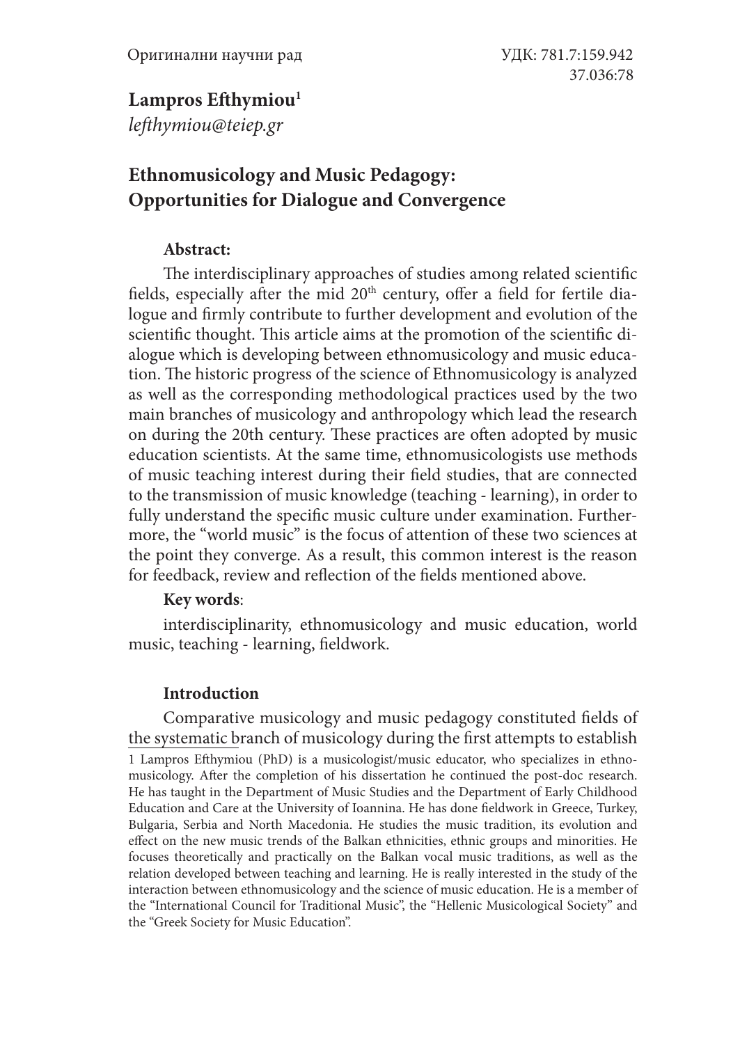Оригинални научни рад

УДК: 781.7:159.942
37.036:78

**Lampros Efthymiou**[1]
*lefthymiou@teiep.gr*

# Ethnomusicology and Music Pedagogy: Opportunities for Dialogue and Convergence

**Abstract:**

The interdisciplinary approaches of studies among related scientific fields, especially after the mid 20th century, offer a field for fertile dialogue and firmly contribute to further development and evolution of the scientific thought. This article aims at the promotion of the scientific dialogue which is developing between ethnomusicology and music education. The historic progress of the science of Ethnomusicology is analyzed as well as the corresponding methodological practices used by the two main branches of musicology and anthropology which lead the research on during the 20th century. These practices are often adopted by music education scientists. At the same time, ethnomusicologists use methods of music teaching interest during their field studies, that are connected to the transmission of music knowledge (teaching - learning), in order to fully understand the specific music culture under examination. Furthermore, the "world music" is the focus of attention of these two sciences at the point they converge. As a result, this common interest is the reason for feedback, review and reflection of the fields mentioned above.

**Key words**:

interdisciplinarity, ethnomusicology and music education, world music, teaching - learning, fieldwork.

## Introduction

Comparative musicology and music pedagogy constituted fields of the systematic branch of musicology during the first attempts to establish

1 Lampros Efthymiou (PhD) is a musicologist/music educator, who specializes in ethnomusicology. After the completion of his dissertation he continued the post-doc research. He has taught in the Department of Music Studies and the Department of Early Childhood Education and Care at the University of Ioannina. He has done fieldwork in Greece, Turkey, Bulgaria, Serbia and North Macedonia. He studies the music tradition, its evolution and effect on the new music trends of the Balkan ethnicities, ethnic groups and minorities. He focuses theoretically and practically on the Balkan vocal music traditions, as well as the relation developed between teaching and learning. He is really interested in the study of the interaction between ethnomusicology and the science of music education. He is a member of the "International Council for Traditional Music", the "Hellenic Musicological Society" and the "Greek Society for Music Education".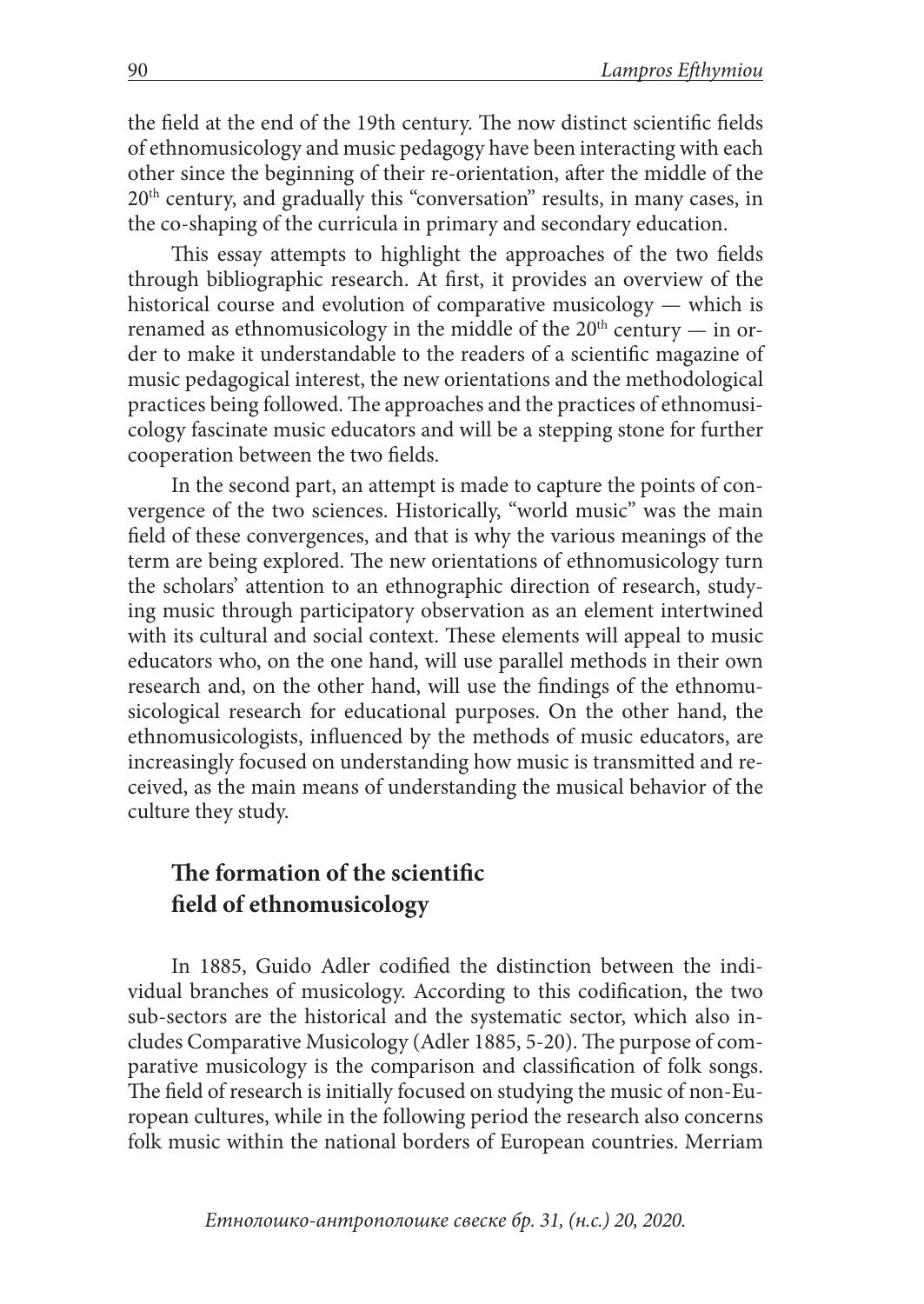the field at the end of the 19th century. The now distinct scientific fields of ethnomusicology and music pedagogy have been interacting with each other since the beginning of their re-orientation, after the middle of the 20th century, and gradually this "conversation" results, in many cases, in the co-shaping of the curricula in primary and secondary education.

This essay attempts to highlight the approaches of the two fields through bibliographic research. At first, it provides an overview of the historical course and evolution of comparative musicology — which is renamed as ethnomusicology in the middle of the 20th century — in order to make it understandable to the readers of a scientific magazine of music pedagogical interest, the new orientations and the methodological practices being followed. The approaches and the practices of ethnomusicology fascinate music educators and will be a stepping stone for further cooperation between the two fields.

In the second part, an attempt is made to capture the points of convergence of the two sciences. Historically, "world music" was the main field of these convergences, and that is why the various meanings of the term are being explored. The new orientations of ethnomusicology turn the scholars' attention to an ethnographic direction of research, studying music through participatory observation as an element intertwined with its cultural and social context. These elements will appeal to music educators who, on the one hand, will use parallel methods in their own research and, on the other hand, will use the findings of the ethnomusicological research for educational purposes. On the other hand, the ethnomusicologists, influenced by the methods of music educators, are increasingly focused on understanding how music is transmitted and received, as the main means of understanding the musical behavior of the culture they study.

## The formation of the scientific field of ethnomusicology

In 1885, Guido Adler codified the distinction between the individual branches of musicology. According to this codification, the two sub-sectors are the historical and the systematic sector, which also includes Comparative Musicology (Adler 1885, 5-20). The purpose of comparative musicology is the comparison and classification of folk songs. The field of research is initially focused on studying the music of non-European cultures, while in the following period the research also concerns folk music within the national borders of European countries. Merriam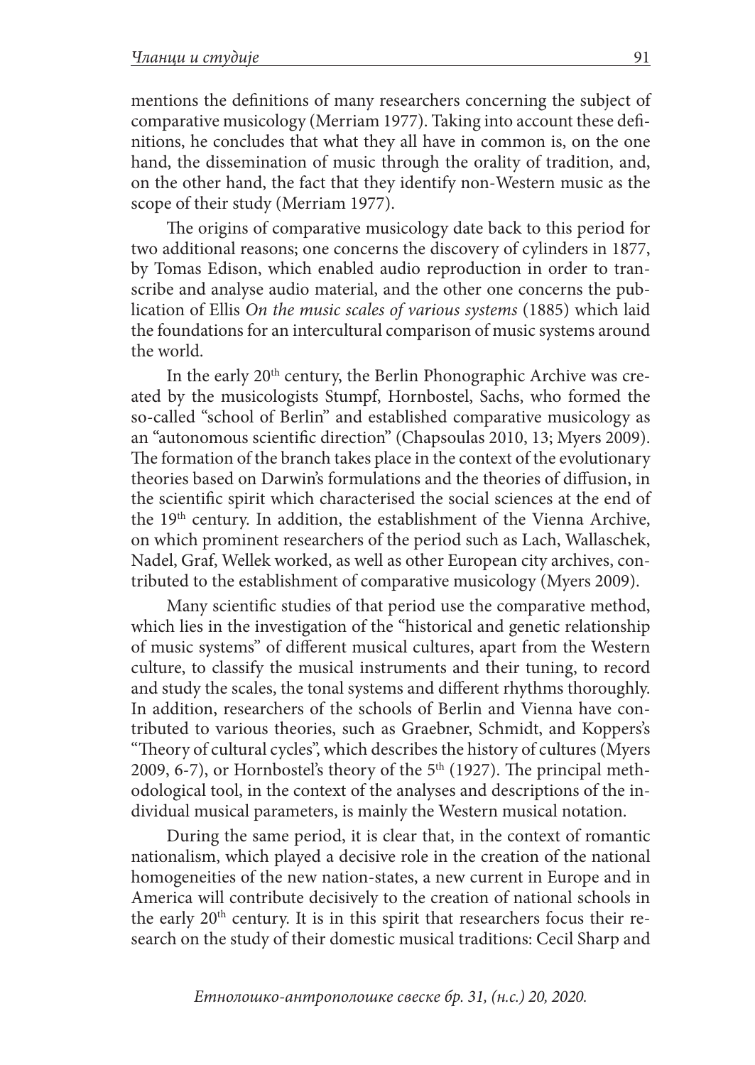mentions the definitions of many researchers concerning the subject of comparative musicology (Merriam 1977). Taking into account these definitions, he concludes that what they all have in common is, on the one hand, the dissemination of music through the orality of tradition, and, on the other hand, the fact that they identify non-Western music as the scope of their study (Merriam 1977).

The origins of comparative musicology date back to this period for two additional reasons; one concerns the discovery of cylinders in 1877, by Tomas Edison, which enabled audio reproduction in order to transcribe and analyse audio material, and the other one concerns the publication of Ellis *On the music scales of various systems* (1885) which laid the foundations for an intercultural comparison of music systems around the world.

In the early 20th century, the Berlin Phonographic Archive was created by the musicologists Stumpf, Hornbostel, Sachs, who formed the so-called "school of Berlin" and established comparative musicology as an "autonomous scientific direction" (Chapsoulas 2010, 13; Myers 2009). The formation of the branch takes place in the context of the evolutionary theories based on Darwin's formulations and the theories of diffusion, in the scientific spirit which characterised the social sciences at the end of the 19th century. In addition, the establishment of the Vienna Archive, on which prominent researchers of the period such as Lach, Wallaschek, Nadel, Graf, Wellek worked, as well as other European city archives, contributed to the establishment of comparative musicology (Myers 2009).

Many scientific studies of that period use the comparative method, which lies in the investigation of the "historical and genetic relationship of music systems" of different musical cultures, apart from the Western culture, to classify the musical instruments and their tuning, to record and study the scales, the tonal systems and different rhythms thoroughly. In addition, researchers of the schools of Berlin and Vienna have contributed to various theories, such as Graebner, Schmidt, and Koppers's "Theory of cultural cycles", which describes the history of cultures (Myers 2009, 6-7), or Hornbostel's theory of the 5th (1927). The principal methodological tool, in the context of the analyses and descriptions of the individual musical parameters, is mainly the Western musical notation.

During the same period, it is clear that, in the context of romantic nationalism, which played a decisive role in the creation of the national homogeneities of the new nation-states, a new current in Europe and in America will contribute decisively to the creation of national schools in the early 20th century. It is in this spirit that researchers focus their research on the study of their domestic musical traditions: Cecil Sharp and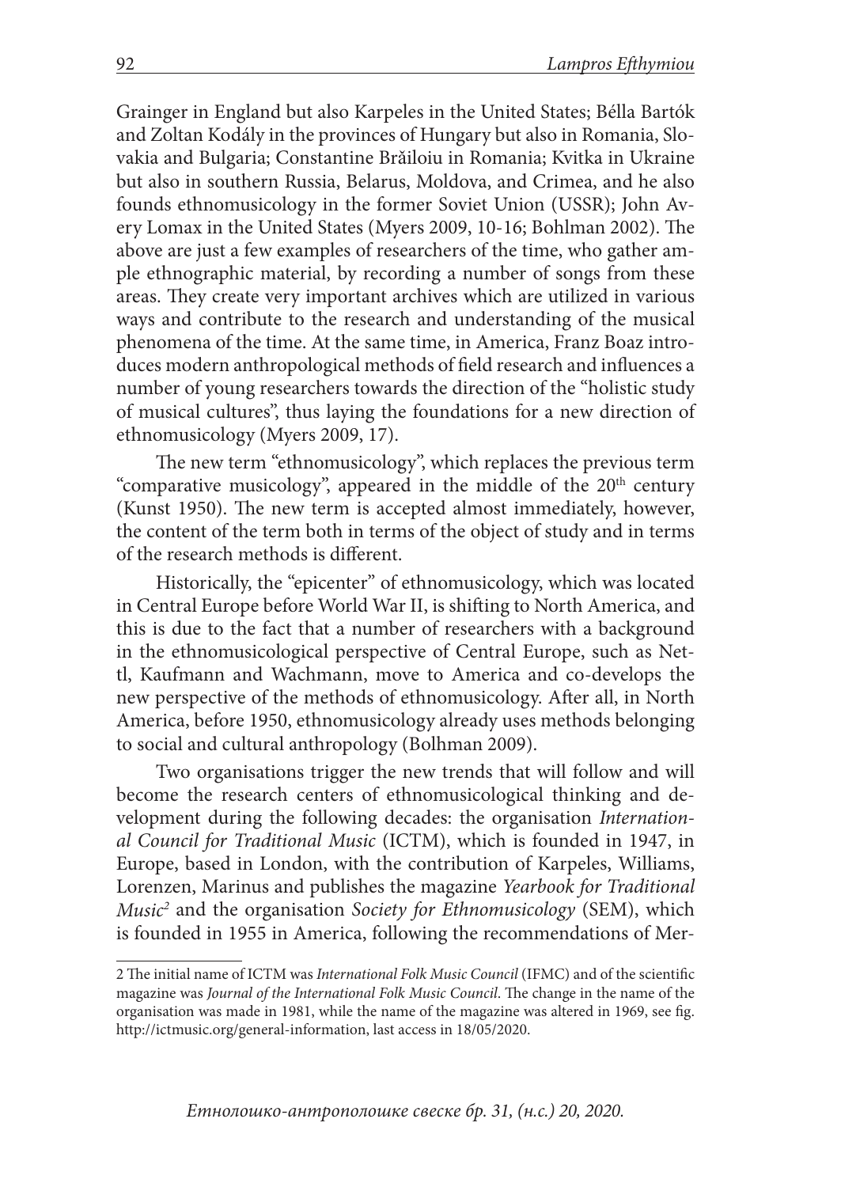Grainger in England but also Karpeles in the United States; Bélla Bartók and Zoltan Kodály in the provinces of Hungary but also in Romania, Slovakia and Bulgaria; Constantine Brăiloiu in Romania; Kvitka in Ukraine but also in southern Russia, Belarus, Moldova, and Crimea, and he also founds ethnomusicology in the former Soviet Union (USSR); John Avery Lomax in the United States (Myers 2009, 10-16; Bohlman 2002). The above are just a few examples of researchers of the time, who gather ample ethnographic material, by recording a number of songs from these areas. They create very important archives which are utilized in various ways and contribute to the research and understanding of the musical phenomena of the time. At the same time, in America, Franz Boaz introduces modern anthropological methods of field research and influences a number of young researchers towards the direction of the "holistic study of musical cultures", thus laying the foundations for a new direction of ethnomusicology (Myers 2009, 17).

The new term "ethnomusicology", which replaces the previous term "comparative musicology", appeared in the middle of the 20th century (Kunst 1950). The new term is accepted almost immediately, however, the content of the term both in terms of the object of study and in terms of the research methods is different.

Historically, the "epicenter" of ethnomusicology, which was located in Central Europe before World War II, is shifting to North America, and this is due to the fact that a number of researchers with a background in the ethnomusicological perspective of Central Europe, such as Nettl, Kaufmann and Wachmann, move to America and co-develops the new perspective of the methods of ethnomusicology. After all, in North America, before 1950, ethnomusicology already uses methods belonging to social and cultural anthropology (Bolhman 2009).

Two organisations trigger the new trends that will follow and will become the research centers of ethnomusicological thinking and development during the following decades: the organisation *International Council for Traditional Music* (ICTM), which is founded in 1947, in Europe, based in London, with the contribution of Karpeles, Williams, Lorenzen, Marinus and publishes the magazine *Yearbook for Traditional Music*[2] and the organisation *Society for Ethnomusicology* (SEM), which is founded in 1955 in America, following the recommendations of Mer-

2 The initial name of ICTM was *International Folk Music Council* (IFMC) and of the scientific magazine was *Journal of the International Folk Music Council*. The change in the name of the organisation was made in 1981, while the name of the magazine was altered in 1969, see fig. http://ictmusic.org/general-information, last access in 18/05/2020.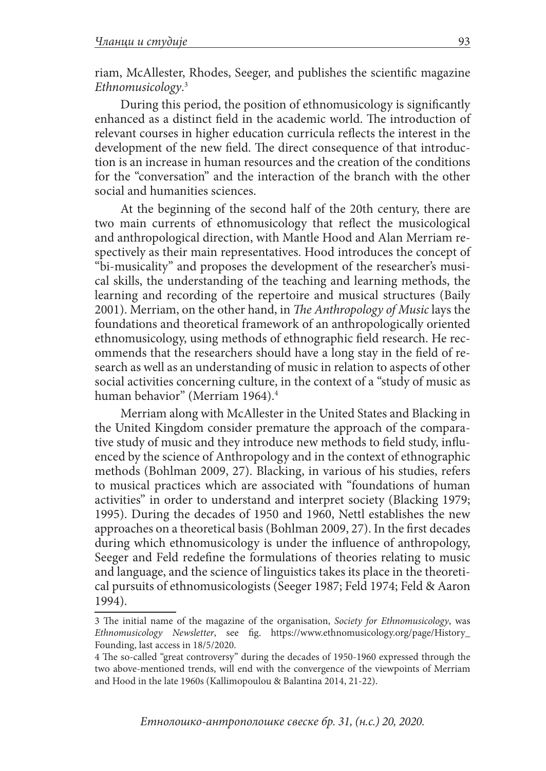riam, McAllester, Rhodes, Seeger, and publishes the scientific magazine *Ethnomusicology*.[3]

During this period, the position of ethnomusicology is significantly enhanced as a distinct field in the academic world. The introduction of relevant courses in higher education curricula reflects the interest in the development of the new field. The direct consequence of that introduction is an increase in human resources and the creation of the conditions for the "conversation" and the interaction of the branch with the other social and humanities sciences.

At the beginning of the second half of the 20th century, there are two main currents of ethnomusicology that reflect the musicological and anthropological direction, with Mantle Hood and Alan Merriam respectively as their main representatives. Hood introduces the concept of "bi-musicality" and proposes the development of the researcher's musical skills, the understanding of the teaching and learning methods, the learning and recording of the repertoire and musical structures (Baily 2001). Merriam, on the other hand, in *The Anthropology of Music* lays the foundations and theoretical framework of an anthropologically oriented ethnomusicology, using methods of ethnographic field research. He recommends that the researchers should have a long stay in the field of research as well as an understanding of music in relation to aspects of other social activities concerning culture, in the context of a "study of music as human behavior" (Merriam 1964).[4]

Merriam along with McAllester in the United States and Blacking in the United Kingdom consider premature the approach of the comparative study of music and they introduce new methods to field study, influenced by the science of Anthropology and in the context of ethnographic methods (Bohlman 2009, 27). Blacking, in various of his studies, refers to musical practices which are associated with "foundations of human activities" in order to understand and interpret society (Blacking 1979; 1995). During the decades of 1950 and 1960, Nettl establishes the new approaches on a theoretical basis (Bohlman 2009, 27). In the first decades during which ethnomusicology is under the influence of anthropology, Seeger and Feld redefine the formulations of theories relating to music and language, and the science of linguistics takes its place in the theoretical pursuits of ethnomusicologists (Seeger 1987; Feld 1974; Feld & Aaron 1994).

---

3 The initial name of the magazine of the organisation, *Society for Ethnomusicology*, was *Ethnomusicology Newsletter*, see fig. https://www.ethnomusicology.org/page/History_Founding, last access in 18/5/2020.

4 The so-called "great controversy" during the decades of 1950-1960 expressed through the two above-mentioned trends, will end with the convergence of the viewpoints of Merriam and Hood in the late 1960s (Kallimopoulou & Balantina 2014, 21-22).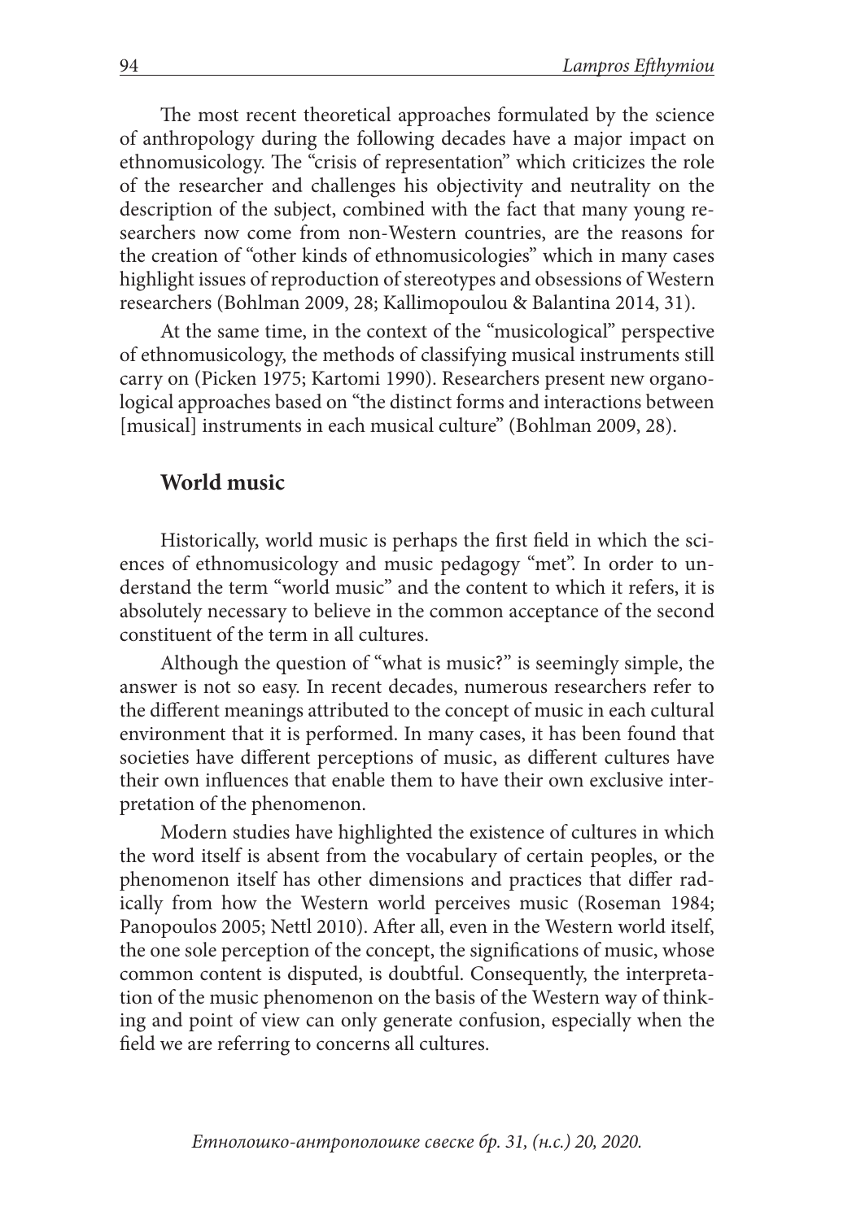The most recent theoretical approaches formulated by the science of anthropology during the following decades have a major impact on ethnomusicology. The "crisis of representation" which criticizes the role of the researcher and challenges his objectivity and neutrality on the description of the subject, combined with the fact that many young researchers now come from non-Western countries, are the reasons for the creation of "other kinds of ethnomusicologies" which in many cases highlight issues of reproduction of stereotypes and obsessions of Western researchers (Bohlman 2009, 28; Kallimopoulou & Balantina 2014, 31).

At the same time, in the context of the "musicological" perspective of ethnomusicology, the methods of classifying musical instruments still carry on (Picken 1975; Kartomi 1990). Researchers present new organological approaches based on "the distinct forms and interactions between [musical] instruments in each musical culture" (Bohlman 2009, 28).

## World music

Historically, world music is perhaps the first field in which the sciences of ethnomusicology and music pedagogy "met". In order to understand the term "world music" and the content to which it refers, it is absolutely necessary to believe in the common acceptance of the second constituent of the term in all cultures.

Although the question of "what is music?" is seemingly simple, the answer is not so easy. In recent decades, numerous researchers refer to the different meanings attributed to the concept of music in each cultural environment that it is performed. In many cases, it has been found that societies have different perceptions of music, as different cultures have their own influences that enable them to have their own exclusive interpretation of the phenomenon.

Modern studies have highlighted the existence of cultures in which the word itself is absent from the vocabulary of certain peoples, or the phenomenon itself has other dimensions and practices that differ radically from how the Western world perceives music (Roseman 1984; Panopoulos 2005; Nettl 2010). After all, even in the Western world itself, the one sole perception of the concept, the significations of music, whose common content is disputed, is doubtful. Consequently, the interpretation of the music phenomenon on the basis of the Western way of thinking and point of view can only generate confusion, especially when the field we are referring to concerns all cultures.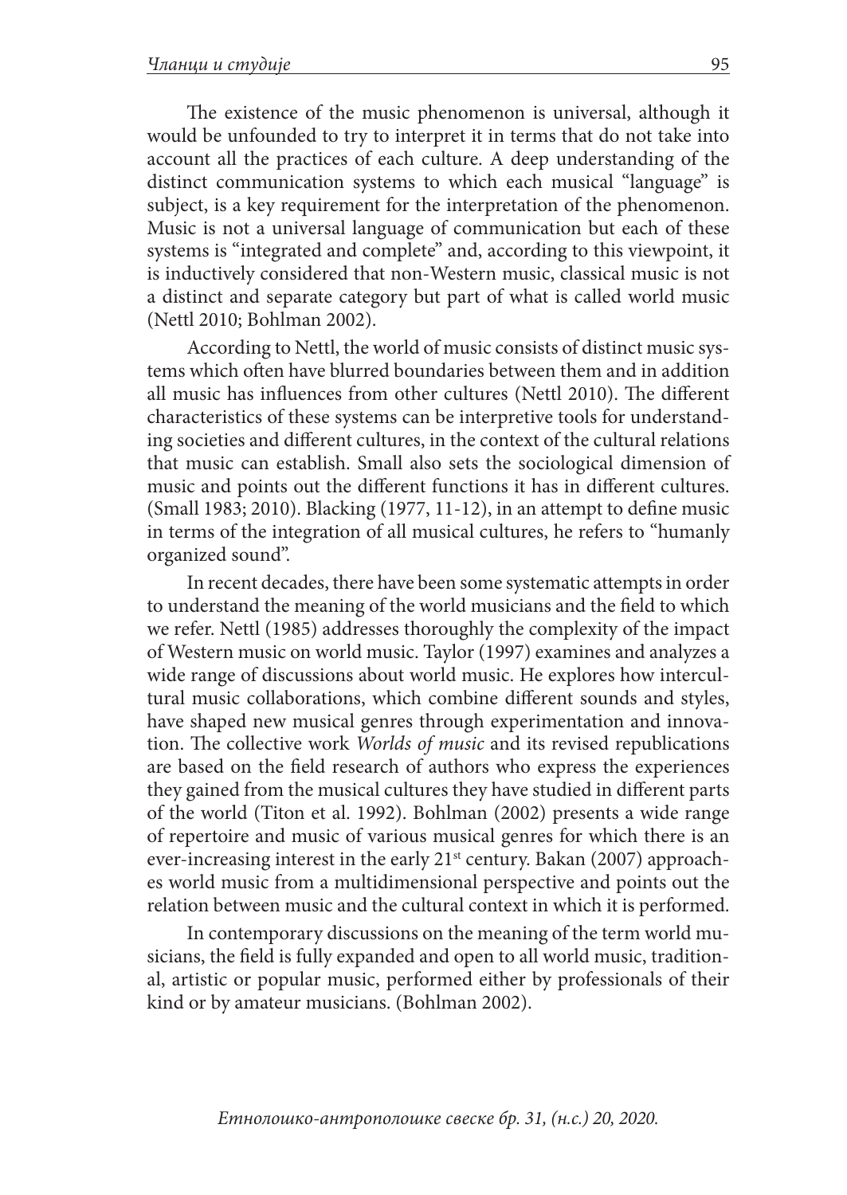The existence of the music phenomenon is universal, although it would be unfounded to try to interpret it in terms that do not take into account all the practices of each culture. A deep understanding of the distinct communication systems to which each musical "language" is subject, is a key requirement for the interpretation of the phenomenon. Music is not a universal language of communication but each of these systems is "integrated and complete" and, according to this viewpoint, it is inductively considered that non-Western music, classical music is not a distinct and separate category but part of what is called world music (Nettl 2010; Bohlman 2002).

According to Nettl, the world of music consists of distinct music systems which often have blurred boundaries between them and in addition all music has influences from other cultures (Nettl 2010). The different characteristics of these systems can be interpretive tools for understanding societies and different cultures, in the context of the cultural relations that music can establish. Small also sets the sociological dimension of music and points out the different functions it has in different cultures. (Small 1983; 2010). Blacking (1977, 11-12), in an attempt to define music in terms of the integration of all musical cultures, he refers to "humanly organized sound".

In recent decades, there have been some systematic attempts in order to understand the meaning of the world musicians and the field to which we refer. Nettl (1985) addresses thoroughly the complexity of the impact of Western music on world music. Taylor (1997) examines and analyzes a wide range of discussions about world music. He explores how intercultural music collaborations, which combine different sounds and styles, have shaped new musical genres through experimentation and innovation. The collective work *Worlds of music* and its revised republications are based on the field research of authors who express the experiences they gained from the musical cultures they have studied in different parts of the world (Titon et al. 1992). Bohlman (2002) presents a wide range of repertoire and music of various musical genres for which there is an ever-increasing interest in the early 21st century. Bakan (2007) approaches world music from a multidimensional perspective and points out the relation between music and the cultural context in which it is performed.

In contemporary discussions on the meaning of the term world musicians, the field is fully expanded and open to all world music, traditional, artistic or popular music, performed either by professionals of their kind or by amateur musicians. (Bohlman 2002).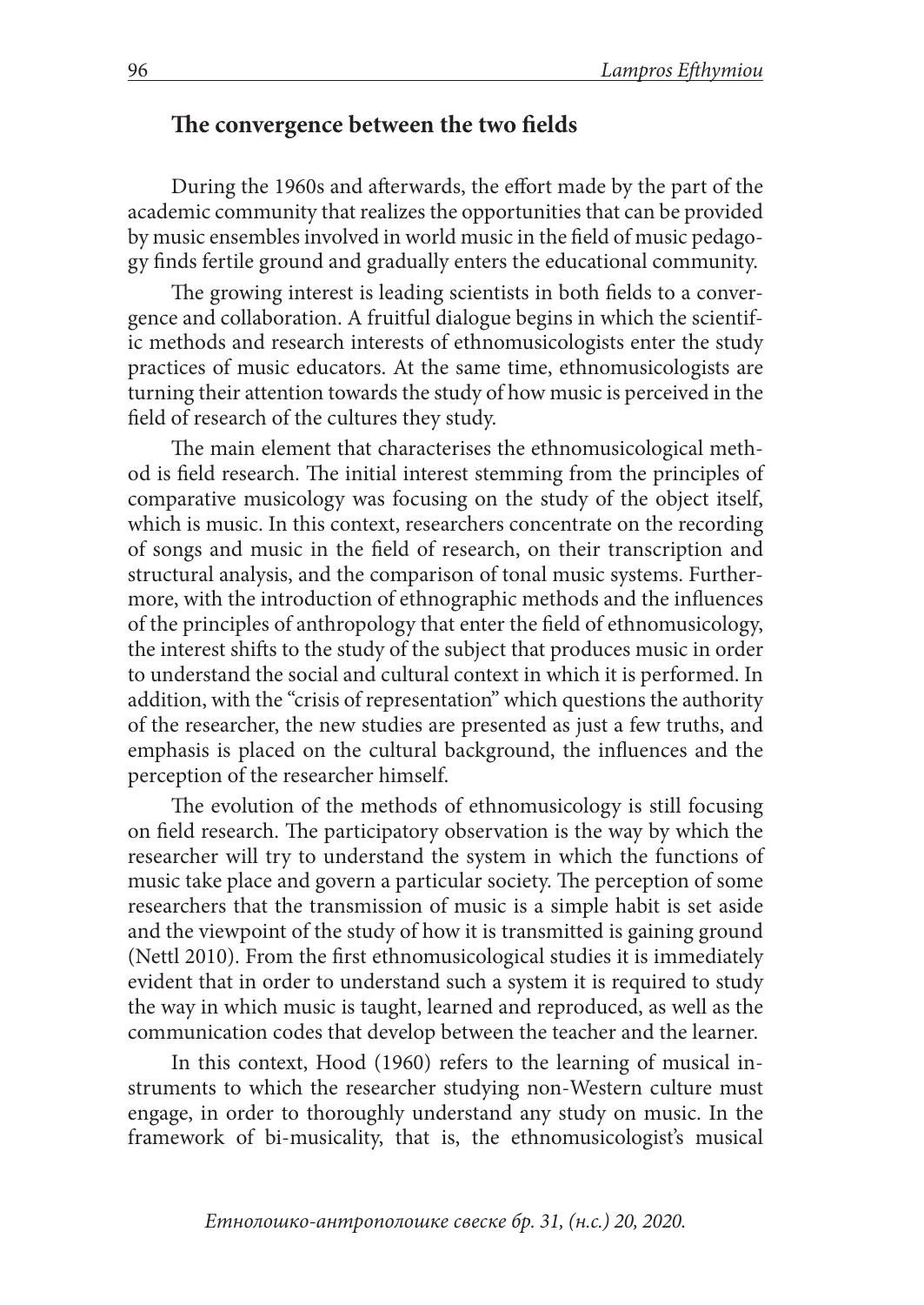## The convergence between the two fields

During the 1960s and afterwards, the effort made by the part of the academic community that realizes the opportunities that can be provided by music ensembles involved in world music in the field of music pedagogy finds fertile ground and gradually enters the educational community.

The growing interest is leading scientists in both fields to a convergence and collaboration. A fruitful dialogue begins in which the scientific methods and research interests of ethnomusicologists enter the study practices of music educators. At the same time, ethnomusicologists are turning their attention towards the study of how music is perceived in the field of research of the cultures they study.

The main element that characterises the ethnomusicological method is field research. The initial interest stemming from the principles of comparative musicology was focusing on the study of the object itself, which is music. In this context, researchers concentrate on the recording of songs and music in the field of research, on their transcription and structural analysis, and the comparison of tonal music systems. Furthermore, with the introduction of ethnographic methods and the influences of the principles of anthropology that enter the field of ethnomusicology, the interest shifts to the study of the subject that produces music in order to understand the social and cultural context in which it is performed. In addition, with the "crisis of representation" which questions the authority of the researcher, the new studies are presented as just a few truths, and emphasis is placed on the cultural background, the influences and the perception of the researcher himself.

The evolution of the methods of ethnomusicology is still focusing on field research. The participatory observation is the way by which the researcher will try to understand the system in which the functions of music take place and govern a particular society. The perception of some researchers that the transmission of music is a simple habit is set aside and the viewpoint of the study of how it is transmitted is gaining ground (Nettl 2010). From the first ethnomusicological studies it is immediately evident that in order to understand such a system it is required to study the way in which music is taught, learned and reproduced, as well as the communication codes that develop between the teacher and the learner.

In this context, Hood (1960) refers to the learning of musical instruments to which the researcher studying non-Western culture must engage, in order to thoroughly understand any study on music. In the framework of bi-musicality, that is, the ethnomusicologist's musical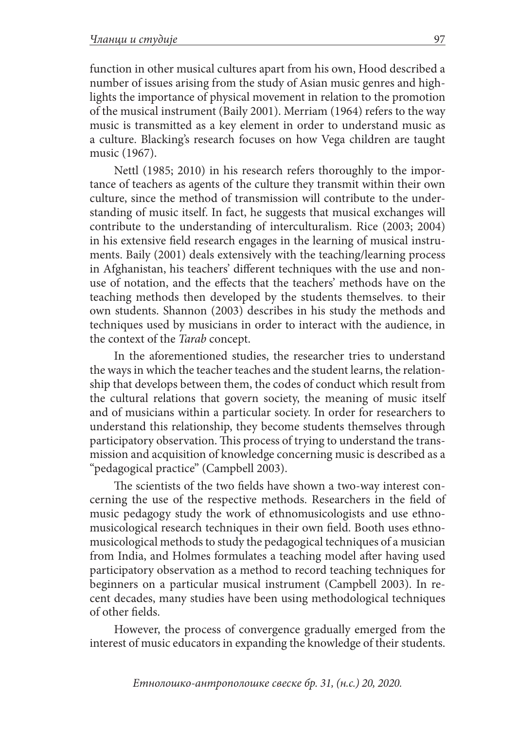function in other musical cultures apart from his own, Hood described a number of issues arising from the study of Asian music genres and highlights the importance of physical movement in relation to the promotion of the musical instrument (Baily 2001). Merriam (1964) refers to the way music is transmitted as a key element in order to understand music as a culture. Blacking's research focuses on how Vega children are taught music (1967).

Nettl (1985; 2010) in his research refers thoroughly to the importance of teachers as agents of the culture they transmit within their own culture, since the method of transmission will contribute to the understanding of music itself. In fact, he suggests that musical exchanges will contribute to the understanding of interculturalism. Rice (2003; 2004) in his extensive field research engages in the learning of musical instruments. Baily (2001) deals extensively with the teaching/learning process in Afghanistan, his teachers' different techniques with the use and non-use of notation, and the effects that the teachers' methods have on the teaching methods then developed by the students themselves. to their own students. Shannon (2003) describes in his study the methods and techniques used by musicians in order to interact with the audience, in the context of the *Tarab* concept.

In the aforementioned studies, the researcher tries to understand the ways in which the teacher teaches and the student learns, the relationship that develops between them, the codes of conduct which result from the cultural relations that govern society, the meaning of music itself and of musicians within a particular society. In order for researchers to understand this relationship, they become students themselves through participatory observation. This process of trying to understand the transmission and acquisition of knowledge concerning music is described as a "pedagogical practice" (Campbell 2003).

The scientists of the two fields have shown a two-way interest concerning the use of the respective methods. Researchers in the field of music pedagogy study the work of ethnomusicologists and use ethnomusicological research techniques in their own field. Booth uses ethnomusicological methods to study the pedagogical techniques of a musician from India, and Holmes formulates a teaching model after having used participatory observation as a method to record teaching techniques for beginners on a particular musical instrument (Campbell 2003). In recent decades, many studies have been using methodological techniques of other fields.

However, the process of convergence gradually emerged from the interest of music educators in expanding the knowledge of their students.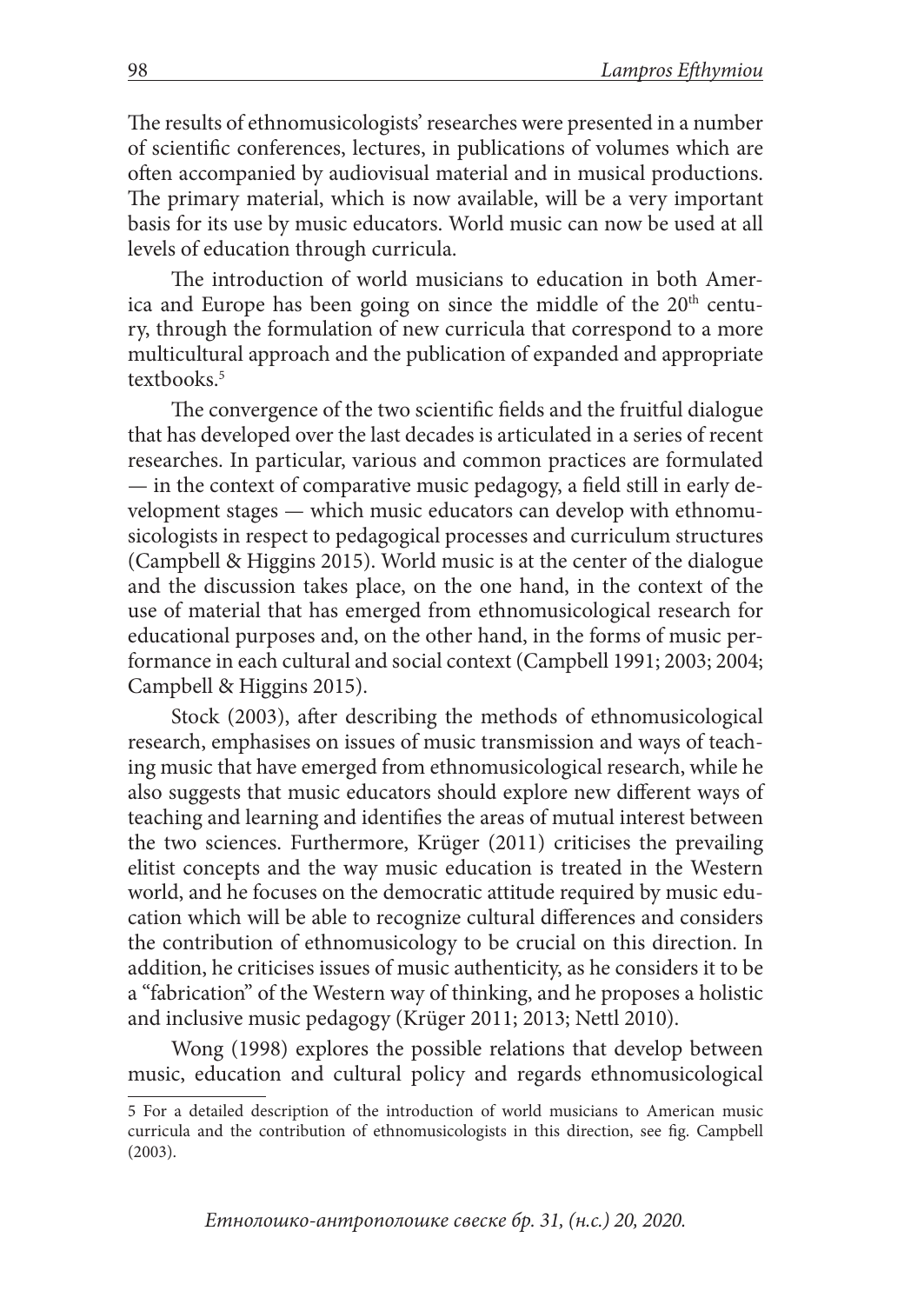The results of ethnomusicologists' researches were presented in a number of scientific conferences, lectures, in publications of volumes which are often accompanied by audiovisual material and in musical productions. The primary material, which is now available, will be a very important basis for its use by music educators. World music can now be used at all levels of education through curricula.

The introduction of world musicians to education in both America and Europe has been going on since the middle of the 20th century, through the formulation of new curricula that correspond to a more multicultural approach and the publication of expanded and appropriate textbooks.[5]

The convergence of the two scientific fields and the fruitful dialogue that has developed over the last decades is articulated in a series of recent researches. In particular, various and common practices are formulated — in the context of comparative music pedagogy, a field still in early development stages — which music educators can develop with ethnomusicologists in respect to pedagogical processes and curriculum structures (Campbell & Higgins 2015). World music is at the center of the dialogue and the discussion takes place, on the one hand, in the context of the use of material that has emerged from ethnomusicological research for educational purposes and, on the other hand, in the forms of music performance in each cultural and social context (Campbell 1991; 2003; 2004; Campbell & Higgins 2015).

Stock (2003), after describing the methods of ethnomusicological research, emphasises on issues of music transmission and ways of teaching music that have emerged from ethnomusicological research, while he also suggests that music educators should explore new different ways of teaching and learning and identifies the areas of mutual interest between the two sciences. Furthermore, Krüger (2011) criticises the prevailing elitist concepts and the way music education is treated in the Western world, and he focuses on the democratic attitude required by music education which will be able to recognize cultural differences and considers the contribution of ethnomusicology to be crucial on this direction. In addition, he criticises issues of music authenticity, as he considers it to be a "fabrication" of the Western way of thinking, and he proposes a holistic and inclusive music pedagogy (Krüger 2011; 2013; Nettl 2010).

Wong (1998) explores the possible relations that develop between music, education and cultural policy and regards ethnomusicological

5 For a detailed description of the introduction of world musicians to American music curricula and the contribution of ethnomusicologists in this direction, see fig. Campbell (2003).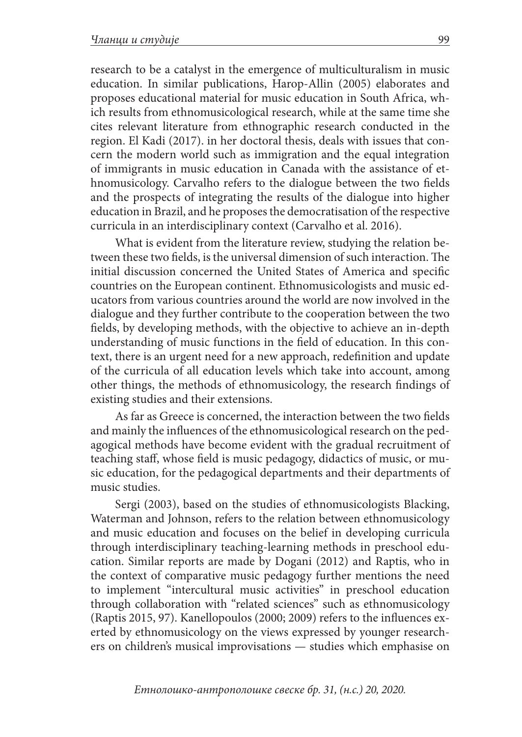research to be a catalyst in the emergence of multiculturalism in music education. In similar publications, Harop-Allin (2005) elaborates and proposes educational material for music education in South Africa, which results from ethnomusicological research, while at the same time she cites relevant literature from ethnographic research conducted in the region. El Kadi (2017). in her doctoral thesis, deals with issues that concern the modern world such as immigration and the equal integration of immigrants in music education in Canada with the assistance of ethnomusicology. Carvalho refers to the dialogue between the two fields and the prospects of integrating the results of the dialogue into higher education in Brazil, and he proposes the democratisation of the respective curricula in an interdisciplinary context (Carvalho et al. 2016).

What is evident from the literature review, studying the relation between these two fields, is the universal dimension of such interaction. The initial discussion concerned the United States of America and specific countries on the European continent. Ethnomusicologists and music educators from various countries around the world are now involved in the dialogue and they further contribute to the cooperation between the two fields, by developing methods, with the objective to achieve an in-depth understanding of music functions in the field of education. In this context, there is an urgent need for a new approach, redefinition and update of the curricula of all education levels which take into account, among other things, the methods of ethnomusicology, the research findings of existing studies and their extensions.

As far as Greece is concerned, the interaction between the two fields and mainly the influences of the ethnomusicological research on the pedagogical methods have become evident with the gradual recruitment of teaching staff, whose field is music pedagogy, didactics of music, or music education, for the pedagogical departments and their departments of music studies.

Sergi (2003), based on the studies of ethnomusicologists Blacking, Waterman and Johnson, refers to the relation between ethnomusicology and music education and focuses on the belief in developing curricula through interdisciplinary teaching-learning methods in preschool education. Similar reports are made by Dogani (2012) and Raptis, who in the context of comparative music pedagogy further mentions the need to implement "intercultural music activities" in preschool education through collaboration with "related sciences" such as ethnomusicology (Raptis 2015, 97). Kanellopoulos (2000; 2009) refers to the influences exerted by ethnomusicology on the views expressed by younger researchers on children's musical improvisations — studies which emphasise on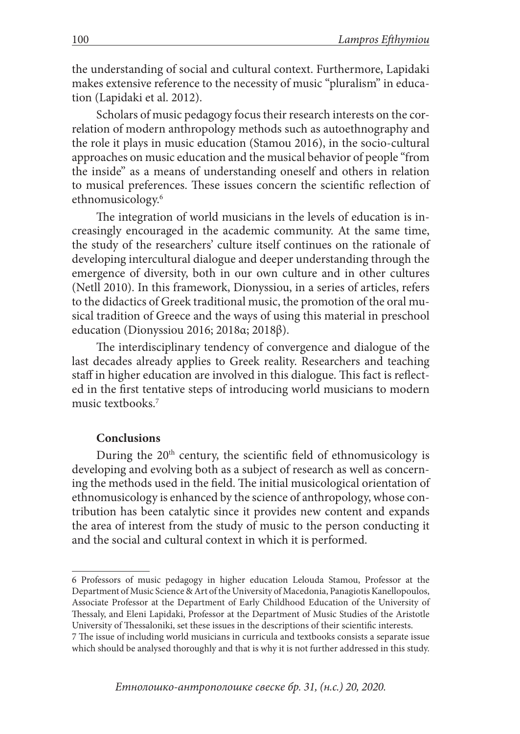the understanding of social and cultural context. Furthermore, Lapidaki makes extensive reference to the necessity of music "pluralism" in education (Lapidaki et al. 2012).

Scholars of music pedagogy focus their research interests on the correlation of modern anthropology methods such as autoethnography and the role it plays in music education (Stamou 2016), in the socio-cultural approaches on music education and the musical behavior of people "from the inside" as a means of understanding oneself and others in relation to musical preferences. These issues concern the scientific reflection of ethnomusicology.[6]

The integration of world musicians in the levels of education is increasingly encouraged in the academic community. At the same time, the study of the researchers' culture itself continues on the rationale of developing intercultural dialogue and deeper understanding through the emergence of diversity, both in our own culture and in other cultures (Netll 2010). In this framework, Dionyssiou, in a series of articles, refers to the didactics of Greek traditional music, the promotion of the oral musical tradition of Greece and the ways of using this material in preschool education (Dionyssiou 2016; 2018α; 2018β).

The interdisciplinary tendency of convergence and dialogue of the last decades already applies to Greek reality. Researchers and teaching staff in higher education are involved in this dialogue. This fact is reflected in the first tentative steps of introducing world musicians to modern music textbooks.[7]

## Conclusions

During the 20th century, the scientific field of ethnomusicology is developing and evolving both as a subject of research as well as concerning the methods used in the field. The initial musicological orientation of ethnomusicology is enhanced by the science of anthropology, whose contribution has been catalytic since it provides new content and expands the area of interest from the study of music to the person conducting it and the social and cultural context in which it is performed.

---

6 Professors of music pedagogy in higher education Lelouda Stamou, Professor at the Department of Music Science & Art of the University of Macedonia, Panagiotis Kanellopoulos, Associate Professor at the Department of Early Childhood Education of the University of Thessaly, and Eleni Lapidaki, Professor at the Department of Music Studies of the Aristotle University of Thessaloniki, set these issues in the descriptions of their scientific interests.

7 The issue of including world musicians in curricula and textbooks consists a separate issue which should be analysed thoroughly and that is why it is not further addressed in this study.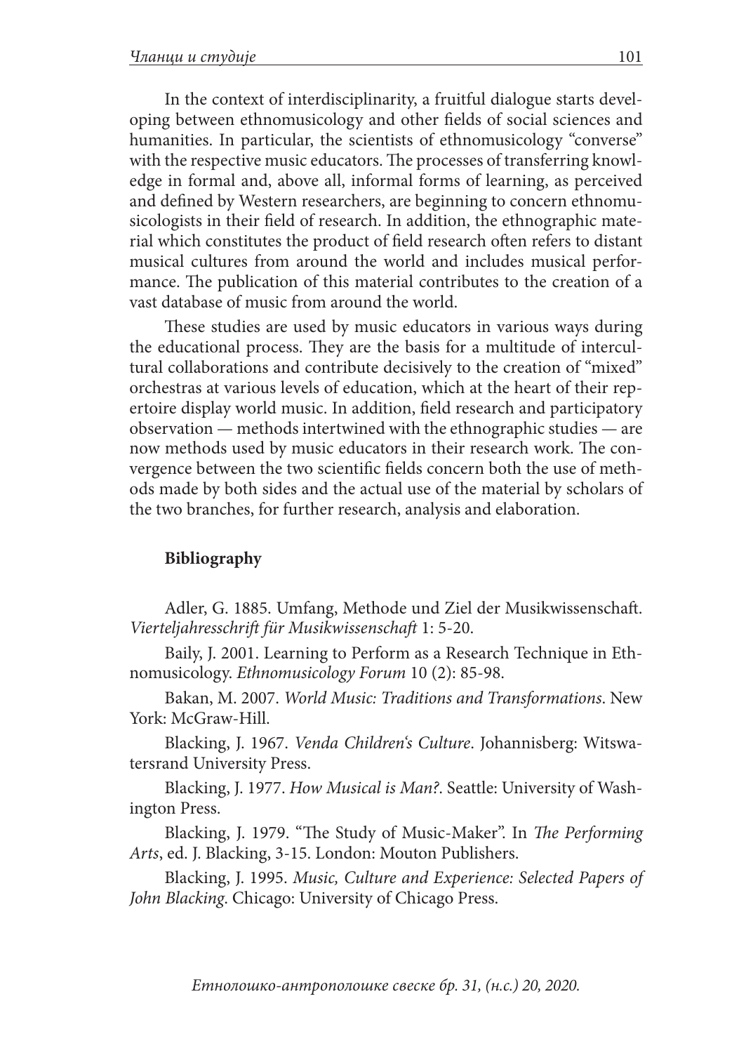In the context of interdisciplinarity, a fruitful dialogue starts developing between ethnomusicology and other fields of social sciences and humanities. In particular, the scientists of ethnomusicology "converse" with the respective music educators. The processes of transferring knowledge in formal and, above all, informal forms of learning, as perceived and defined by Western researchers, are beginning to concern ethnomusicologists in their field of research. In addition, the ethnographic material which constitutes the product of field research often refers to distant musical cultures from around the world and includes musical performance. The publication of this material contributes to the creation of a vast database of music from around the world.

These studies are used by music educators in various ways during the educational process. They are the basis for a multitude of intercultural collaborations and contribute decisively to the creation of "mixed" orchestras at various levels of education, which at the heart of their repertoire display world music. In addition, field research and participatory observation — methods intertwined with the ethnographic studies — are now methods used by music educators in their research work. The convergence between the two scientific fields concern both the use of methods made by both sides and the actual use of the material by scholars of the two branches, for further research, analysis and elaboration.

**Bibliography**

Adler, G. 1885. Umfang, Methode und Ziel der Musikwissenschaft. *Vierteljahresschrift für Musikwissenschaft* 1: 5-20.

Baily, J. 2001. Learning to Perform as a Research Technique in Ethnomusicology. *Ethnomusicology Forum* 10 (2): 85-98.

Bakan, M. 2007. *World Music: Traditions and Transformations*. New York: McGraw-Hill.

Blacking, J. 1967. *Venda Children's Culture*. Johannisberg: Witswatersrand University Press.

Blacking, J. 1977. *How Musical is Man?*. Seattle: University of Washington Press.

Blacking, J. 1979. "The Study of Music-Maker". In *The Performing Arts*, ed. J. Blacking, 3-15. London: Mouton Publishers.

Blacking, J. 1995. *Music, Culture and Experience: Selected Papers of John Blacking*. Chicago: University of Chicago Press.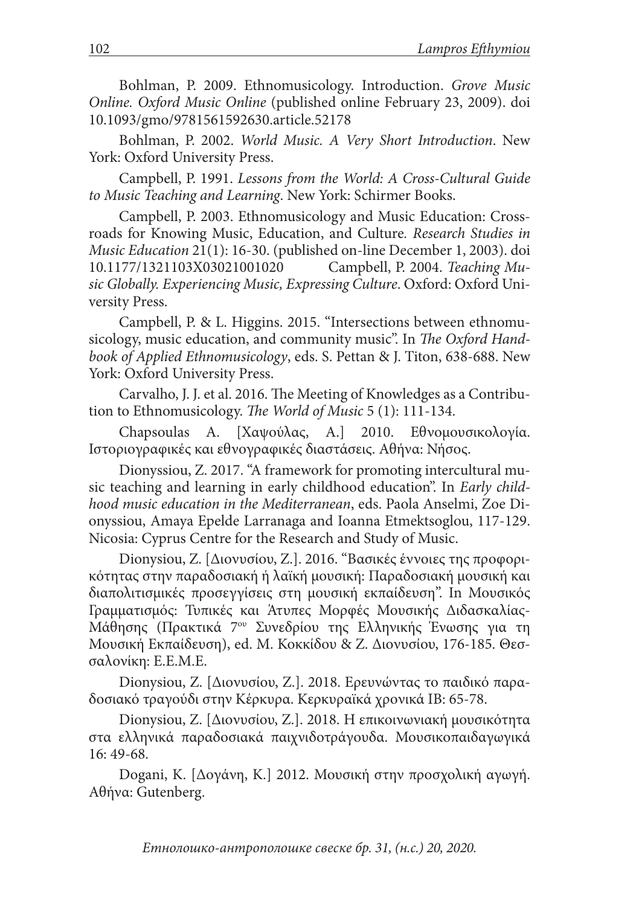Bohlman, P. 2009. Ethnomusicology. Introduction. *Grove Music Online. Oxford Music Online* (published online February 23, 2009). doi 10.1093/gmo/9781561592630.article.52178

Bohlman, P. 2002. *World Music. A Very Short Introduction*. New York: Oxford University Press.

Campbell, P. 1991. *Lessons from the World: A Cross-Cultural Guide to Music Teaching and Learning*. New York: Schirmer Books.

Campbell, P. 2003. Ethnomusicology and Music Education: Crossroads for Knowing Music, Education, and Culture. *Research Studies in Music Education* 21(1): 16-30. (published on-line December 1, 2003). doi 10.1177/1321103X03021001020 Campbell, P. 2004. *Teaching Music Globally. Experiencing Music, Expressing Culture*. Oxford: Oxford University Press.

Campbell, P. & L. Higgins. 2015. "Intersections between ethnomusicology, music education, and community music". In *The Oxford Handbook of Applied Ethnomusicology*, eds. S. Pettan & J. Titon, 638-688. New York: Oxford University Press.

Carvalho, J. J. et al. 2016. The Meeting of Knowledges as a Contribution to Ethnomusicology. *The World of Music* 5 (1): 111-134.

Chapsoulas A. [Χαψούλας, Α.] 2010. Εθνομουσικολογία. Ιστοριογραφικές και εθνογραφικές διαστάσεις. Αθήνα: Νήσος.

Dionyssiou, Z. 2017. "A framework for promoting intercultural music teaching and learning in early childhood education". In *Early childhood music education in the Mediterranean*, eds. Paola Anselmi, Zoe Dionyssiou, Amaya Epelde Larranaga and Ioanna Etmektsoglou, 117-129. Nicosia: Cyprus Centre for the Research and Study of Music.

Dionysiou, Z. [Διονυσίου, Ζ.]. 2016. "Βασικές έννοιες της προφορικότητας στην παραδοσιακή ή λαϊκή μουσική: Παραδοσιακή μουσική και διαπολιτισμικές προσεγγίσεις στη μουσική εκπαίδευση". In Μουσικός Γραμματισμός: Τυπικές και Άτυπες Μορφές Μουσικής Διδασκαλίας-Μάθησης (Πρακτικά 7ου Συνεδρίου της Ελληνικής Ένωσης για τη Μουσική Εκπαίδευση), ed. Μ. Κοκκίδου & Ζ. Διονυσίου, 176-185. Θεσσαλονίκη: Ε.Ε.Μ.Ε.

Dionysiou, Z. [Διονυσίου, Ζ.]. 2018. Ερευνώντας το παιδικό παραδοσιακό τραγούδι στην Κέρκυρα. Κερκυραϊκά χρονικά ΙΒ: 65-78.

Dionysiou, Z. [Διονυσίου, Ζ.]. 2018. Η επικοινωνιακή μουσικότητα στα ελληνικά παραδοσιακά παιχνιδοτράγουδα. Μουσικοπαιδαγωγικά 16: 49-68.

Dogani, K. [Δογάνη, Κ.] 2012. Μουσική στην προσχολική αγωγή. Αθήνα: Gutenberg.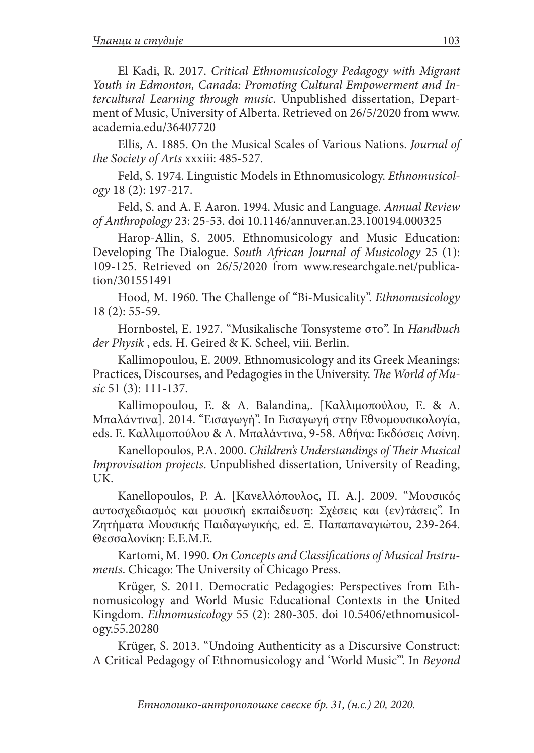El Kadi, R. 2017. *Critical Ethnomusicology Pedagogy with Migrant Youth in Edmonton, Canada: Promoting Cultural Empowerment and Intercultural Learning through music*. Unpublished dissertation, Department of Music, University of Alberta. Retrieved on 26/5/2020 from www.academia.edu/36407720

Ellis, A. 1885. On the Musical Scales of Various Nations. *Journal of the Society of Arts* xxxiii: 485-527.

Feld, S. 1974. Linguistic Models in Ethnomusicology. *Ethnomusicology* 18 (2): 197-217.

Feld, S. and A. F. Aaron. 1994. Music and Language. *Annual Review of Anthropology* 23: 25-53. doi 10.1146/annuver.an.23.100194.000325

Harop-Allin, S. 2005. Ethnomusicology and Music Education: Developing The Dialogue. *South African Journal of Musicology* 25 (1): 109-125. Retrieved on 26/5/2020 from www.researchgate.net/publication/301551491

Hood, M. 1960. The Challenge of "Bi-Musicality". *Ethnomusicology* 18 (2): 55-59.

Hornbostel, E. 1927. "Musikalische Tonsysteme στο". In *Handbuch der Physik* , eds. H. Geired & K. Scheel, viii. Berlin.

Kallimopoulou, E. 2009. Ethnomusicology and its Greek Meanings: Practices, Discourses, and Pedagogies in the University. *The World of Music* 51 (3): 111-137.

Kallimopoulou, E. & A. Balandina,. [Καλλιμοπούλου, Ε. & Α. Μπαλάντινα]. 2014. "Εισαγωγή". In Εισαγωγή στην Εθνομουσικολογία, eds. Ε. Καλλιμοπούλου & Α. Μπαλάντινα, 9-58. Αθήνα: Εκδόσεις Ασίνη.

Kanellopoulos, P.A. 2000. *Children's Understandings of Their Musical Improvisation projects*. Unpublished dissertation, University of Reading, UK.

Kanellopoulos, P. A. [Κανελλόπουλος, Π. Α.]. 2009. "Μουσικός αυτοσχεδιασμός και μουσική εκπαίδευση: Σχέσεις και (εν)τάσεις". In Ζητήματα Μουσικής Παιδαγωγικής, ed. Ξ. Παπαπαναγιώτου, 239-264. Θεσσαλονίκη: Ε.Ε.Μ.Ε.

Kartomi, M. 1990. *On Concepts and Classifications of Musical Instruments*. Chicago: The University of Chicago Press.

Krüger, S. 2011. Democratic Pedagogies: Perspectives from Ethnomusicology and World Music Educational Contexts in the United Kingdom. *Ethnomusicology* 55 (2): 280-305. doi 10.5406/ethnomusicology.55.20280

Krüger, S. 2013. "Undoing Authenticity as a Discursive Construct: A Critical Pedagogy of Ethnomusicology and 'World Music'". In *Beyond*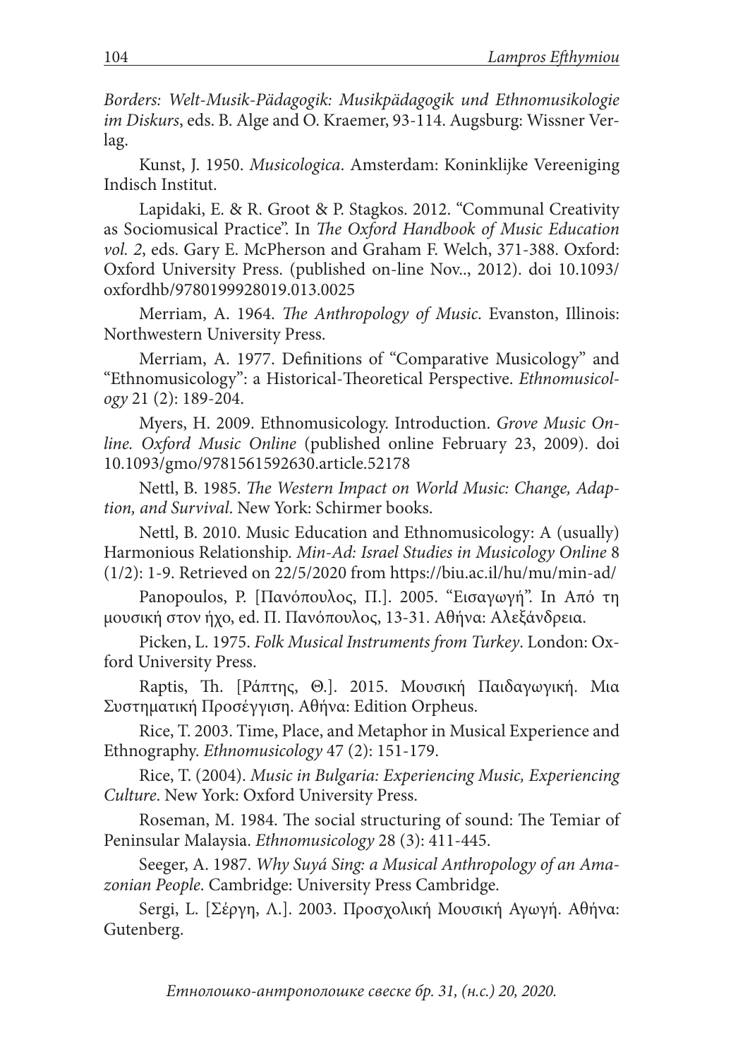*Borders: Welt-Musik-Pädagogik: Musikpädagogik und Ethnomusikologie im Diskurs*, eds. B. Alge and O. Kraemer, 93-114. Augsburg: Wissner Verlag.

Kunst, J. 1950. *Musicologica*. Amsterdam: Koninklijke Vereeniging Indisch Institut.

Lapidaki, E. & R. Groot & P. Stagkos. 2012. "Communal Creativity as Sociomusical Practice". In *The Oxford Handbook of Music Education vol. 2*, eds. Gary E. McPherson and Graham F. Welch, 371-388. Oxford: Oxford University Press. (published on-line Nov.., 2012). doi 10.1093/oxfordhb/9780199928019.013.0025

Merriam, A. 1964. *The Anthropology of Music*. Evanston, Illinois: Northwestern University Press.

Merriam, A. 1977. Definitions of "Comparative Musicology" and "Ethnomusicology": a Historical-Theoretical Perspective. *Ethnomusicology* 21 (2): 189-204.

Myers, H. 2009. Ethnomusicology. Introduction. *Grove Music Online. Oxford Music Online* (published online February 23, 2009). doi 10.1093/gmo/9781561592630.article.52178

Nettl, B. 1985. *The Western Impact on World Music: Change, Adaptation, and Survival*. New York: Schirmer books.

Nettl, B. 2010. Music Education and Ethnomusicology: A (usually) Harmonious Relationship. *Min-Ad: Israel Studies in Musicology Online* 8 (1/2): 1-9. Retrieved on 22/5/2020 from https://biu.ac.il/hu/mu/min-ad/

Panopoulos, P. [Πανόπουλος, Π.]. 2005. "Εισαγωγή". In Από τη μουσική στον ήχο, ed. Π. Πανόπουλος, 13-31. Αθήνα: Αλεξάνδρεια.

Picken, L. 1975. *Folk Musical Instruments from Turkey*. London: Oxford University Press.

Raptis, Th. [Ράπτης, Θ.]. 2015. Μουσική Παιδαγωγική. Μια Συστηματική Προσέγγιση. Αθήνα: Edition Orpheus.

Rice, T. 2003. Time, Place, and Metaphor in Musical Experience and Ethnography. *Ethnomusicology* 47 (2): 151-179.

Rice, T. (2004). *Music in Bulgaria: Experiencing Music, Experiencing Culture*. New York: Oxford University Press.

Roseman, M. 1984. The social structuring of sound: The Temiar of Peninsular Malaysia. *Ethnomusicology* 28 (3): 411-445.

Seeger, A. 1987. *Why Suyá Sing: a Musical Anthropology of an Amazonian People*. Cambridge: University Press Cambridge.

Sergi, L. [Σέργη, Λ.]. 2003. Προσχολική Μουσική Αγωγή. Αθήνα: Gutenberg.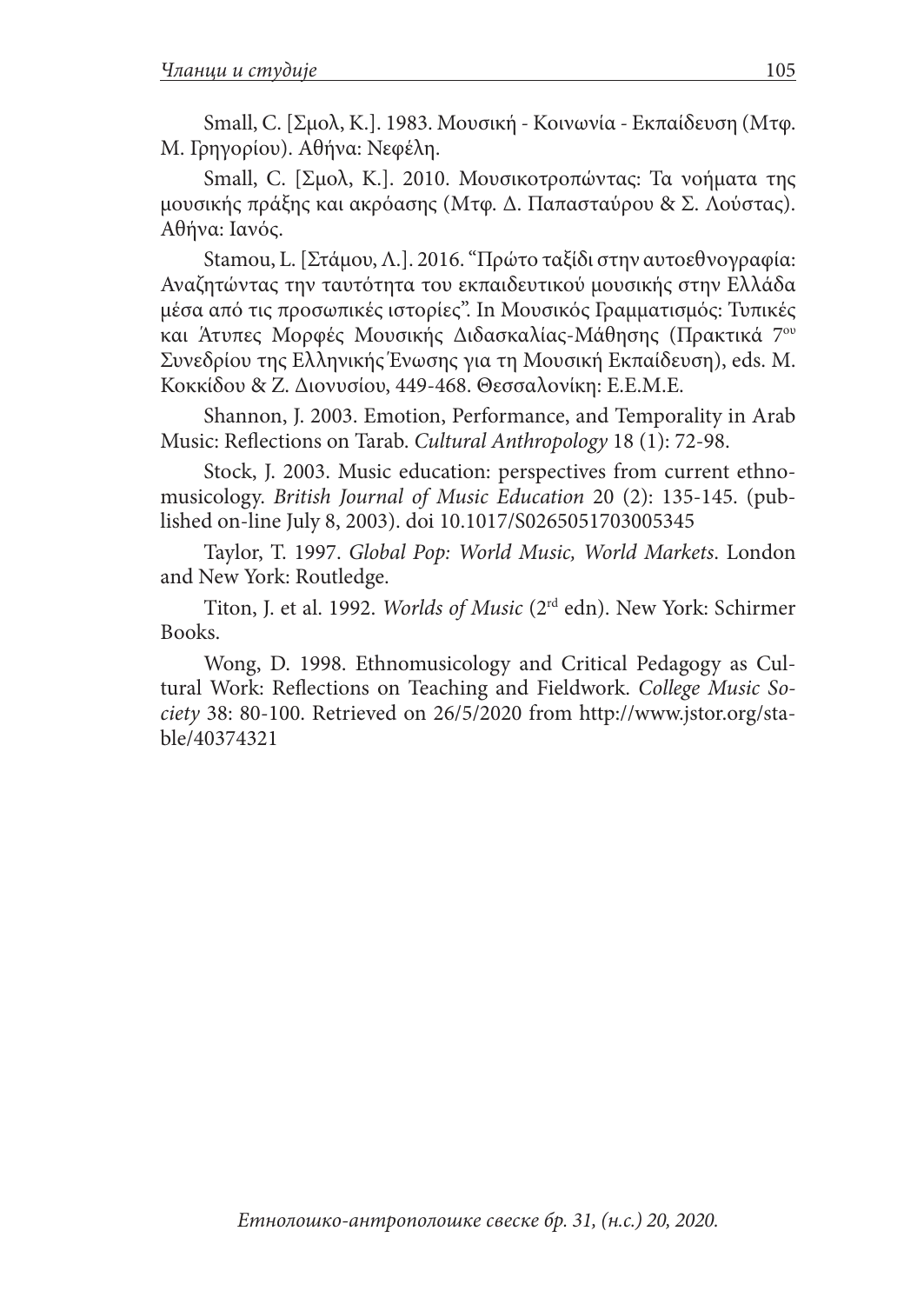Small, C. [Σμολ, Κ.]. 1983. Μουσική - Κοινωνία - Εκπαίδευση (Μτφ. Μ. Γρηγορίου). Αθήνα: Νεφέλη.

Small, C. [Σμολ, Κ.]. 2010. Μουσικοτροπώντας: Τα νοήματα της μουσικής πράξης και ακρόασης (Μτφ. Δ. Παπασταύρου & Σ. Λούστας). Αθήνα: Ιανός.

Stamou, L. [Στάμου, Λ.]. 2016. "Πρώτο ταξίδι στην αυτοεθνογραφία: Αναζητώντας την ταυτότητα του εκπαιδευτικού μουσικής στην Ελλάδα μέσα από τις προσωπικές ιστορίες". In Μουσικός Γραμματισμός: Τυπικές και Άτυπες Μορφές Μουσικής Διδασκαλίας-Μάθησης (Πρακτικά 7ου Συνεδρίου της Ελληνικής Ένωσης για τη Μουσική Εκπαίδευση), eds. Μ. Κοκκίδου & Ζ. Διονυσίου, 449-468. Θεσσαλονίκη: Ε.Ε.Μ.Ε.

Shannon, J. 2003. Emotion, Performance, and Temporality in Arab Music: Reflections on Tarab. *Cultural Anthropology* 18 (1): 72-98.

Stock, J. 2003. Music education: perspectives from current ethnomusicology. *British Journal of Music Education* 20 (2): 135-145. (published on-line July 8, 2003). doi 10.1017/S0265051703005345

Taylor, T. 1997. *Global Pop: World Music, World Markets*. London and New York: Routledge.

Titon, J. et al. 1992. *Worlds of Music* (2rd edn). New York: Schirmer Books.

Wong, D. 1998. Ethnomusicology and Critical Pedagogy as Cultural Work: Reflections on Teaching and Fieldwork. *College Music Society* 38: 80-100. Retrieved on 26/5/2020 from http://www.jstor.org/stable/40374321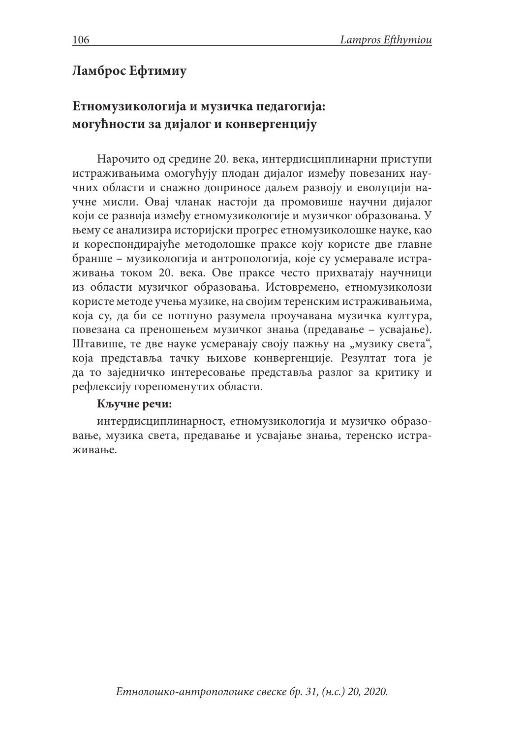**Ламброс Ефтимиу**

## Етномузикологија и музичка педагогија: могућности за дијалог и конвергенцију

Нарочито од средине 20. века, интердисциплинарни приступи истраживањима омогућују плодан дијалог између повезаних научних области и снажно доприносе даљем развоју и еволуцији научне мисли. Овај чланак настоји да промовише научни дијалог који се развија између етномузикологије и музичког образовања. У њему се анализира историјски прогрес етномузиколошке науке, као и кореспондирајуће методолошке праксе коју користе две главне бранше – музикологија и антропологија, које су усмеравале истраживања током 20. века. Ове праксе често прихватају научници из области музичког образовања. Истовремено, етномузиколози користе методе учења музике, на својим теренским истраживањима, која су, да би се потпуно разумела проучавана музичка култура, повезана са преношењем музичког знања (предавање – усвајање). Штавише, те две науке усмеравају своју пажњу на „музику света", која представља тачку њихове конвергенције. Резултат тога је да то заједничко интересовање представља разлог за критику и рефлексију горепоменутих области.

**Кључне речи:**

интердисциплинарност, етномузикологија и музичко образовање, музика света, предавање и усвајање знања, теренско истраживање.